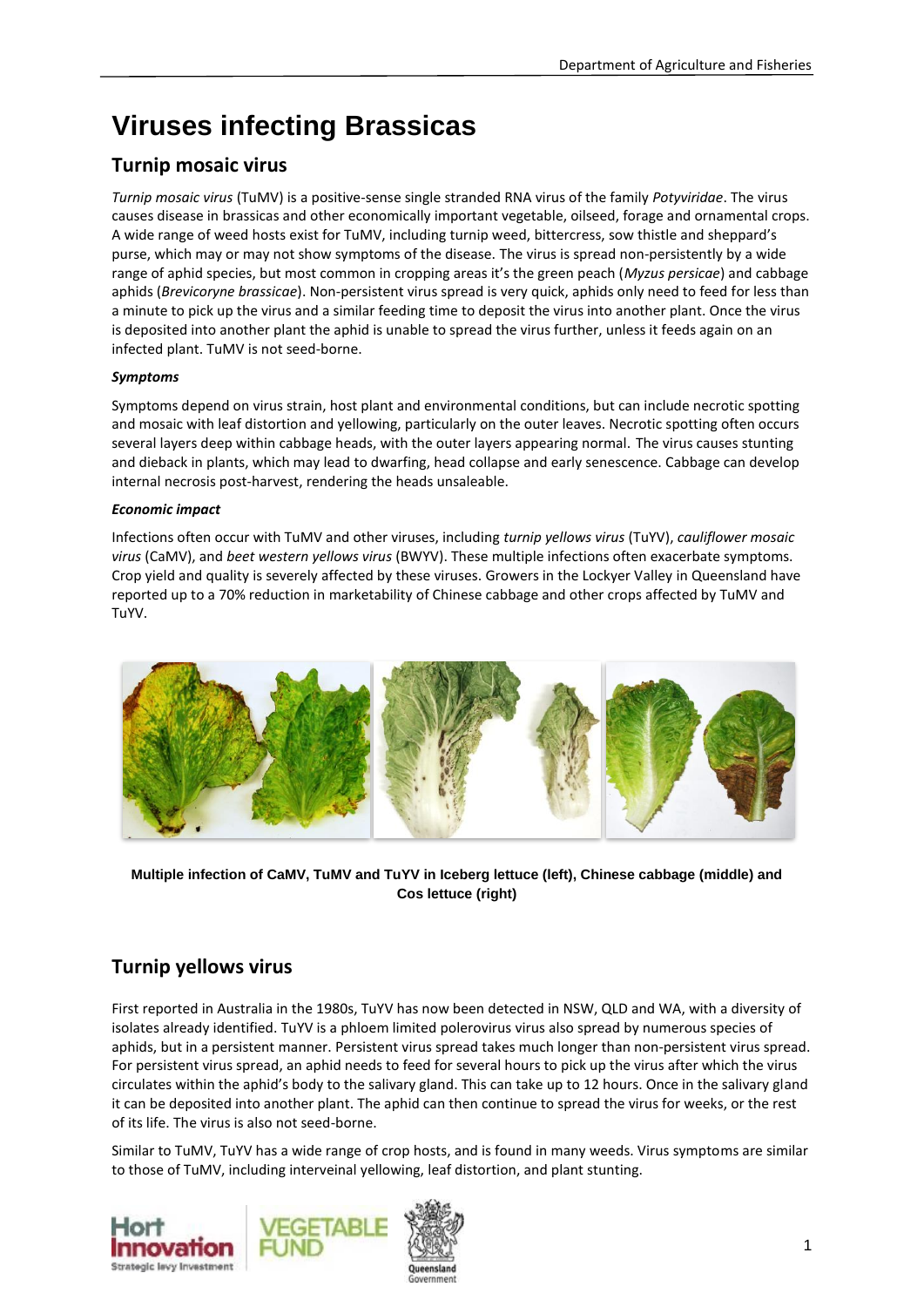# Viruses infecting Brassicas

## Turnip mosaic virus

*Turnip mosaic virus* (TuMV) is a positive-sense single stranded RNA virus of the family *Potyviridae*. The virus causes disease in brassicas and other economically important vegetable, oilseed, forage and ornamental crops. A wide range of weed hosts exist for TuMV, including turnip weed, bittercress, sow thistle and sheppard's purse, which may or may not show symptoms of the disease. The virus is spread non-persistently by a wide range of aphid species, but most common in cropping areas it's the green peach (*Myzus persicae*) and cabbage aphids (*Brevicoryne brassicae*). Non-persistent virus spread is very quick, aphids only need to feed for less than a minute to pick up the virus and a similar feeding time to deposit the virus into another plant. Once the virus is deposited into another plant the aphid is unable to spread the virus further, unless it feeds again on an infected plant. TuMV is not seed-borne.

***Symptoms***

Symptoms depend on virus strain, host plant and environmental conditions, but can include necrotic spotting and mosaic with leaf distortion and yellowing, particularly on the outer leaves. Necrotic spotting often occurs several layers deep within cabbage heads, with the outer layers appearing normal. The virus causes stunting and dieback in plants, which may lead to dwarfing, head collapse and early senescence. Cabbage can develop internal necrosis post-harvest, rendering the heads unsaleable.

***Economic impact***

Infections often occur with TuMV and other viruses, including *turnip yellows virus* (TuYV), *cauliflower mosaic virus* (CaMV), and *beet western yellows virus* (BWYV). These multiple infections often exacerbate symptoms. Crop yield and quality is severely affected by these viruses. Growers in the Lockyer Valley in Queensland have reported up to a 70% reduction in marketability of Chinese cabbage and other crops affected by TuMV and TuYV.

**Multiple infection of CaMV, TuMV and TuYV in Iceberg lettuce (left), Chinese cabbage (middle) and Cos lettuce (right)**

## Turnip yellows virus

First reported in Australia in the 1980s, TuYV has now been detected in NSW, QLD and WA, with a diversity of isolates already identified. TuYV is a phloem limited polerovirus virus also spread by numerous species of aphids, but in a persistent manner. Persistent virus spread takes much longer than non-persistent virus spread. For persistent virus spread, an aphid needs to feed for several hours to pick up the virus after which the virus circulates within the aphid's body to the salivary gland. This can take up to 12 hours. Once in the salivary gland it can be deposited into another plant. The aphid can then continue to spread the virus for weeks, or the rest of its life. The virus is also not seed-borne.

Similar to TuMV, TuYV has a wide range of crop hosts, and is found in many weeds. Virus symptoms are similar to those of TuMV, including interveinal yellowing, leaf distortion, and plant stunting.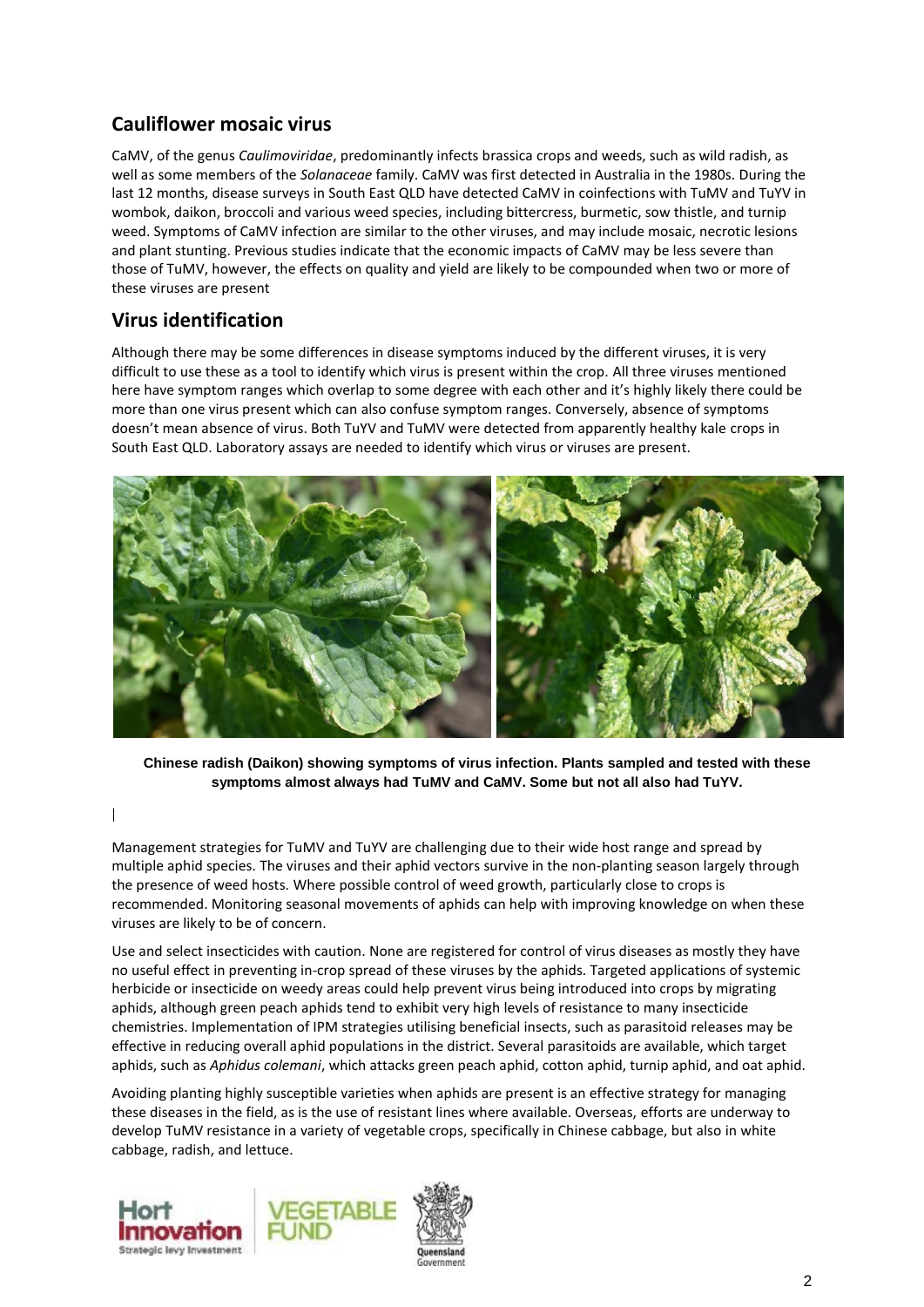## Cauliflower mosaic virus

CaMV, of the genus *Caulimoviridae*, predominantly infects brassica crops and weeds, such as wild radish, as well as some members of the *Solanaceae* family. CaMV was first detected in Australia in the 1980s. During the last 12 months, disease surveys in South East QLD have detected CaMV in coinfections with TuMV and TuYV in wombok, daikon, broccoli and various weed species, including bittercress, burmetic, sow thistle, and turnip weed. Symptoms of CaMV infection are similar to the other viruses, and may include mosaic, necrotic lesions and plant stunting. Previous studies indicate that the economic impacts of CaMV may be less severe than those of TuMV, however, the effects on quality and yield are likely to be compounded when two or more of these viruses are present

## Virus identification

Although there may be some differences in disease symptoms induced by the different viruses, it is very difficult to use these as a tool to identify which virus is present within the crop. All three viruses mentioned here have symptom ranges which overlap to some degree with each other and it's highly likely there could be more than one virus present which can also confuse symptom ranges. Conversely, absence of symptoms doesn't mean absence of virus. Both TuYV and TuMV were detected from apparently healthy kale crops in South East QLD. Laboratory assays are needed to identify which virus or viruses are present.

**Chinese radish (Daikon) showing symptoms of virus infection. Plants sampled and tested with these symptoms almost always had TuMV and CaMV. Some but not all also had TuYV.**

Management strategies for TuMV and TuYV are challenging due to their wide host range and spread by multiple aphid species. The viruses and their aphid vectors survive in the non-planting season largely through the presence of weed hosts. Where possible control of weed growth, particularly close to crops is recommended. Monitoring seasonal movements of aphids can help with improving knowledge on when these viruses are likely to be of concern.

Use and select insecticides with caution. None are registered for control of virus diseases as mostly they have no useful effect in preventing in-crop spread of these viruses by the aphids. Targeted applications of systemic herbicide or insecticide on weedy areas could help prevent virus being introduced into crops by migrating aphids, although green peach aphids tend to exhibit very high levels of resistance to many insecticide chemistries. Implementation of IPM strategies utilising beneficial insects, such as parasitoid releases may be effective in reducing overall aphid populations in the district. Several parasitoids are available, which target aphids, such as *Aphidus colemani*, which attacks green peach aphid, cotton aphid, turnip aphid, and oat aphid.

Avoiding planting highly susceptible varieties when aphids are present is an effective strategy for managing these diseases in the field, as is the use of resistant lines where available. Overseas, efforts are underway to develop TuMV resistance in a variety of vegetable crops, specifically in Chinese cabbage, but also in white cabbage, radish, and lettuce.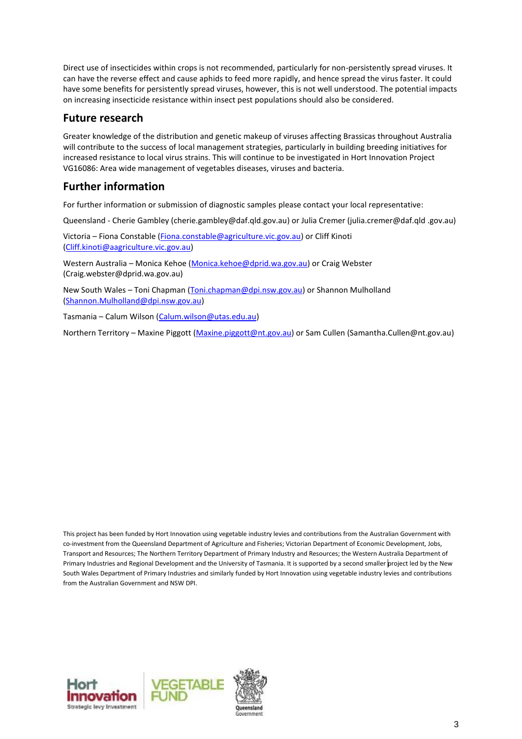Direct use of insecticides within crops is not recommended, particularly for non-persistently spread viruses. It can have the reverse effect and cause aphids to feed more rapidly, and hence spread the virus faster. It could have some benefits for persistently spread viruses, however, this is not well understood. The potential impacts on increasing insecticide resistance within insect pest populations should also be considered.

## Future research

Greater knowledge of the distribution and genetic makeup of viruses affecting Brassicas throughout Australia will contribute to the success of local management strategies, particularly in building breeding initiatives for increased resistance to local virus strains. This will continue to be investigated in Hort Innovation Project VG16086: Area wide management of vegetables diseases, viruses and bacteria.

## Further information

For further information or submission of diagnostic samples please contact your local representative:

Queensland - Cherie Gambley (cherie.gambley@daf.qld.gov.au) or Julia Cremer (julia.cremer@daf.qld .gov.au)

Victoria – Fiona Constable (Fiona.constable@agriculture.vic.gov.au) or Cliff Kinoti (Cliff.kinoti@aagriculture.vic.gov.au)

Western Australia – Monica Kehoe (Monica.kehoe@dprid.wa.gov.au) or Craig Webster (Craig.webster@dprid.wa.gov.au)

New South Wales – Toni Chapman (Toni.chapman@dpi.nsw.gov.au) or Shannon Mulholland (Shannon.Mulholland@dpi.nsw.gov.au)

Tasmania – Calum Wilson (Calum.wilson@utas.edu.au)

Northern Territory – Maxine Piggott (Maxine.piggott@nt.gov.au) or Sam Cullen (Samantha.Cullen@nt.gov.au)

This project has been funded by Hort Innovation using vegetable industry levies and contributions from the Australian Government with co-investment from the Queensland Department of Agriculture and Fisheries; Victorian Department of Economic Development, Jobs, Transport and Resources; The Northern Territory Department of Primary Industry and Resources; the Western Australia Department of Primary Industries and Regional Development and the University of Tasmania. It is supported by a second smaller project led by the New South Wales Department of Primary Industries and similarly funded by Hort Innovation using vegetable industry levies and contributions from the Australian Government and NSW DPI.